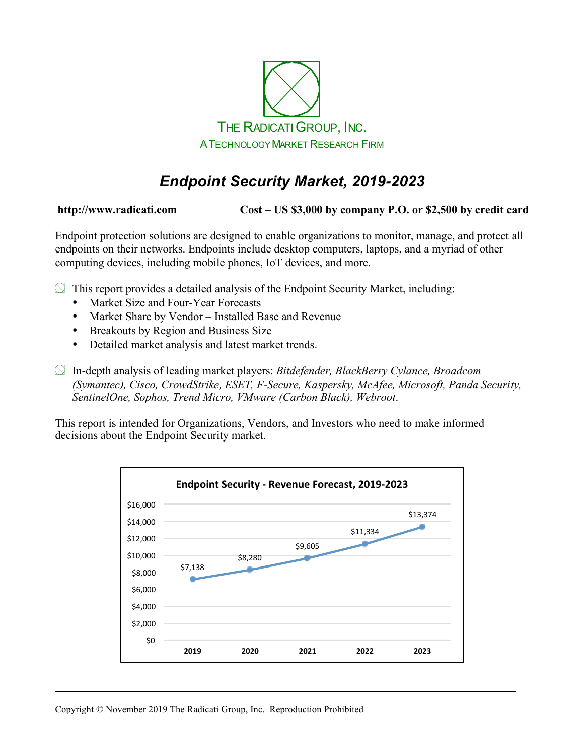THE RADICATI GROUP, INC.
A TECHNOLOGY MARKET RESEARCH FIRM

# *Endpoint Security Market, 2019-2023*

**http://www.radicati.com** **Cost – US $3,000 by company P.O. or $2,500 by credit card**

Endpoint protection solutions are designed to enable organizations to monitor, manage, and protect all endpoints on their networks. Endpoints include desktop computers, laptops, and a myriad of other computing devices, including mobile phones, IoT devices, and more.

- This report provides a detailed analysis of the Endpoint Security Market, including:
  - Market Size and Four-Year Forecasts
  - Market Share by Vendor – Installed Base and Revenue
  - Breakouts by Region and Business Size
  - Detailed market analysis and latest market trends.

- In-depth analysis of leading market players: *Bitdefender, BlackBerry Cylance, Broadcom (Symantec), Cisco, CrowdStrike, ESET, F-Secure, Kaspersky, McAfee, Microsoft, Panda Security, SentinelOne, Sophos, Trend Micro, VMware (Carbon Black), Webroot.*

This report is intended for Organizations, Vendors, and Investors who need to make informed decisions about the Endpoint Security market.

**Endpoint Security - Revenue Forecast, 2019-2023**

| Year | 2019 | 2020 | 2021 | 2022 | 2023 |
|---|---|---|---|---|---|
| Revenue | $7,138 | $8,280 | $9,605 | $11,334 | $13,374 |

Copyright © November 2019 The Radicati Group, Inc. Reproduction Prohibited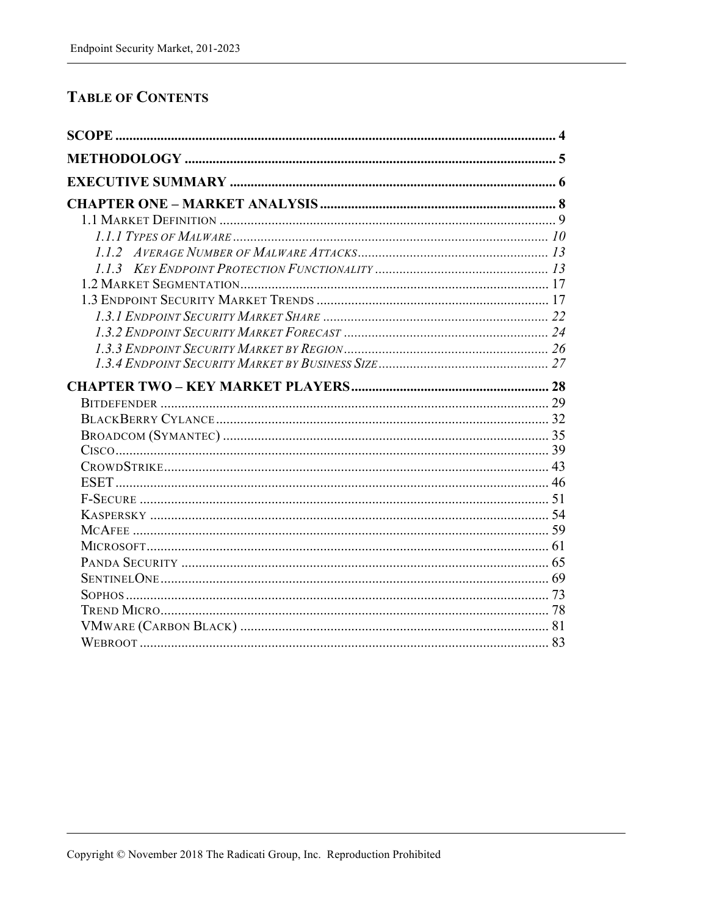## TABLE OF CONTENTS

**SCOPE** .......... 4

**METHODOLOGY** .......... 5

**EXECUTIVE SUMMARY** .......... 6

**CHAPTER ONE – MARKET ANALYSIS** .......... 8

- 1.1 MARKET DEFINITION .......... 9
  - *1.1.1 TYPES OF MALWARE* .......... 10
  - *1.1.2 AVERAGE NUMBER OF MALWARE ATTACKS* .......... 13
  - *1.1.3 KEY ENDPOINT PROTECTION FUNCTIONALITY* .......... 13
- 1.2 MARKET SEGMENTATION .......... 17
- 1.3 ENDPOINT SECURITY MARKET TRENDS .......... 17
  - *1.3.1 ENDPOINT SECURITY MARKET SHARE* .......... 22
  - *1.3.2 ENDPOINT SECURITY MARKET FORECAST* .......... 24
  - *1.3.3 ENDPOINT SECURITY MARKET BY REGION* .......... 26
  - *1.3.4 ENDPOINT SECURITY MARKET BY BUSINESS SIZE* .......... 27

**CHAPTER TWO – KEY MARKET PLAYERS** .......... 28

- BITDEFENDER .......... 29
- BLACKBERRY CYLANCE .......... 32
- BROADCOM (SYMANTEC) .......... 35
- CISCO .......... 39
- CROWDSTRIKE .......... 43
- ESET .......... 46
- F-SECURE .......... 51
- KASPERSKY .......... 54
- MCAFEE .......... 59
- MICROSOFT .......... 61
- PANDA SECURITY .......... 65
- SENTINELONE .......... 69
- SOPHOS .......... 73
- TREND MICRO .......... 78
- VMWARE (CARBON BLACK) .......... 81
- WEBROOT .......... 83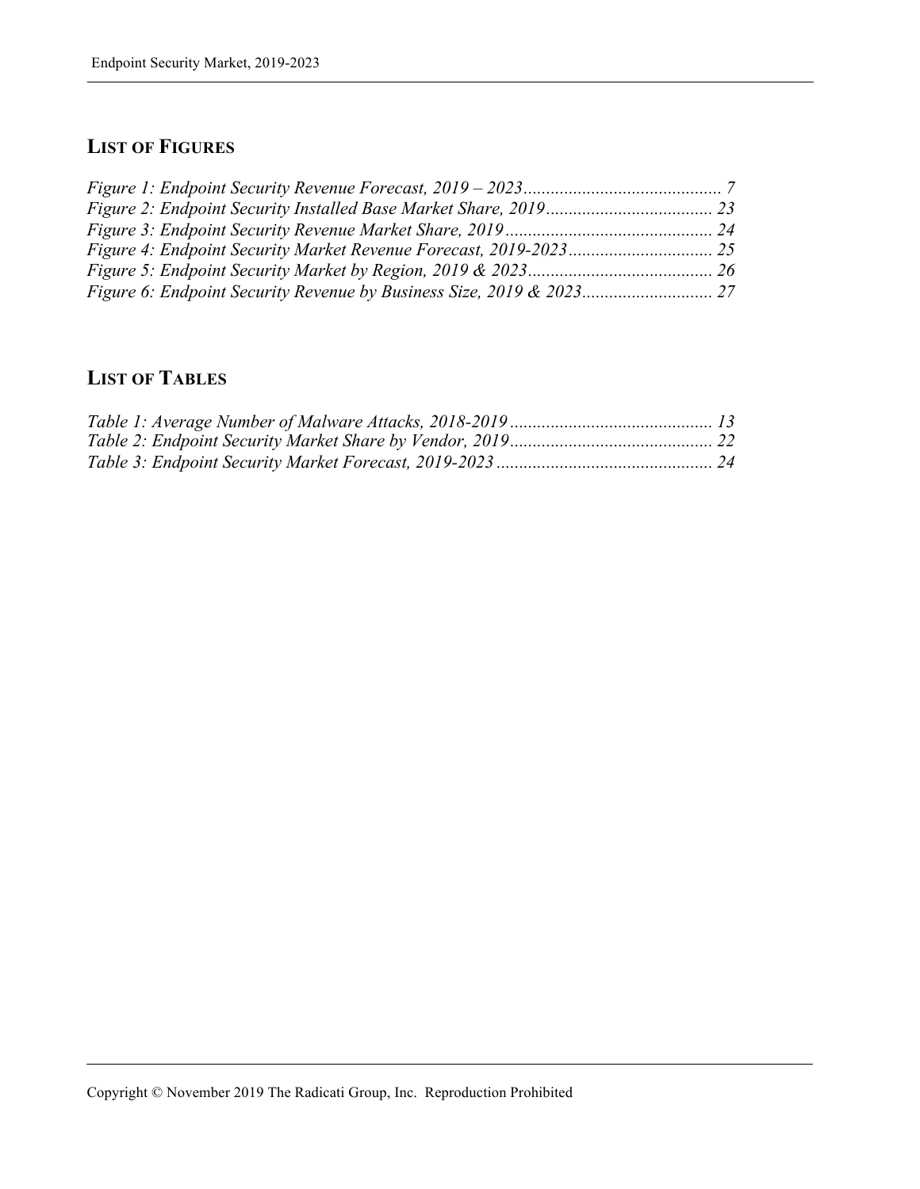## LIST OF FIGURES

*Figure 1: Endpoint Security Revenue Forecast, 2019 – 2023............................................ 7*
*Figure 2: Endpoint Security Installed Base Market Share, 2019..................................... 23*
*Figure 3: Endpoint Security Revenue Market Share, 2019.............................................. 24*
*Figure 4: Endpoint Security Market Revenue Forecast, 2019-2023................................ 25*
*Figure 5: Endpoint Security Market by Region, 2019 & 2023......................................... 26*
*Figure 6: Endpoint Security Revenue by Business Size, 2019 & 2023............................. 27*

## LIST OF TABLES

*Table 1: Average Number of Malware Attacks, 2018-2019............................................. 13*
*Table 2: Endpoint Security Market Share by Vendor, 2019............................................. 22*
*Table 3: Endpoint Security Market Forecast, 2019-2023................................................ 24*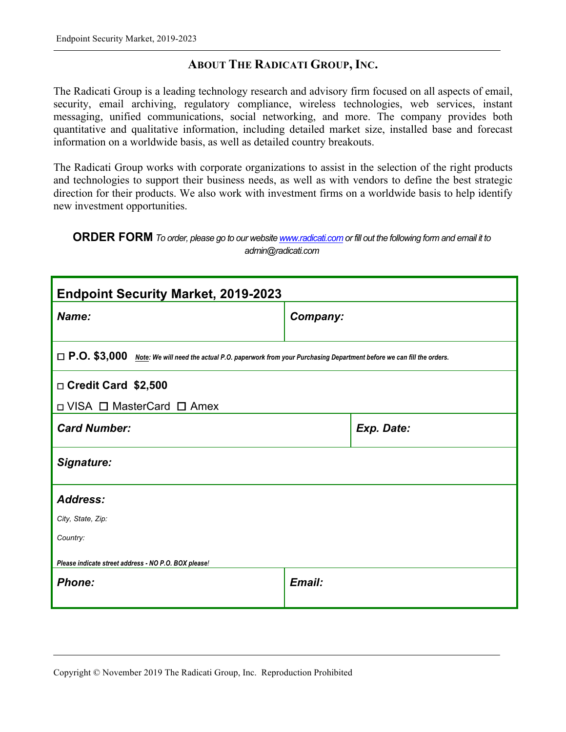## ABOUT THE RADICATI GROUP, INC.

The Radicati Group is a leading technology research and advisory firm focused on all aspects of email, security, email archiving, regulatory compliance, wireless technologies, web services, instant messaging, unified communications, social networking, and more. The company provides both quantitative and qualitative information, including detailed market size, installed base and forecast information on a worldwide basis, as well as detailed country breakouts.

The Radicati Group works with corporate organizations to assist in the selection of the right products and technologies to support their business needs, as well as with vendors to define the best strategic direction for their products. We also work with investment firms on a worldwide basis to help identify new investment opportunities.

**ORDER FORM** *To order, please go to our website [www.radicati.com](http://www.radicati.com) or fill out the following form and email it to admin@radicati.com*

**Endpoint Security Market, 2019-2023**

| | |
|---|---|
| ***Name:*** | ***Company:*** |

☐ **P.O. $3,000** ***Note: We will need the actual P.O. paperwork from your Purchasing Department before we can fill the orders.***

☐ **Credit Card $2,500**

☐ VISA ☐ MasterCard ☐ Amex

| | |
|---|---|
| ***Card Number:*** | ***Exp. Date:*** |

***Signature:***

***Address:***

*City, State, Zip:*

*Country:*

***Please indicate street address - NO P.O. BOX please!***

| | |
|---|---|
| ***Phone:*** | ***Email:*** |

Copyright © November 2019 The Radicati Group, Inc. Reproduction Prohibited